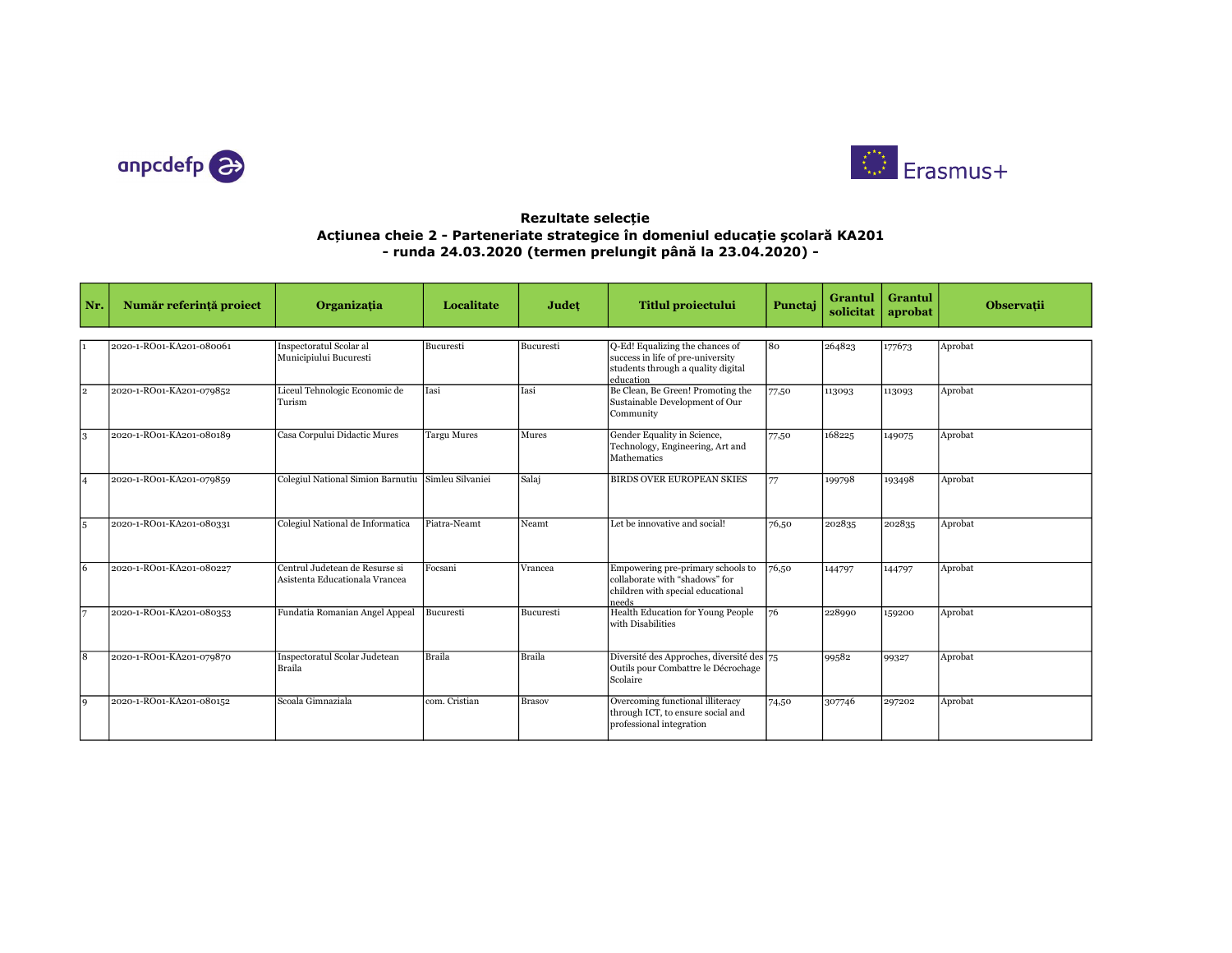anpcdefp

Erasmus+

### Rezultate selecție
### Acțiunea cheie 2 - Parteneriate strategice în domeniul educație şcolară KA201
### - runda 24.03.2020 (termen prelungit până la 23.04.2020) -

| Nr. | Număr referință proiect | Organizația | Localitate | Județ | Titlul proiectului | Punctaj | Grantul solicitat | Grantul aprobat | Observații |
|---|---|---|---|---|---|---|---|---|---|
| 1 | 2020-1-RO01-KA201-080061 | Inspectoratul Scolar al Municipiului Bucuresti | Bucuresti | Bucuresti | Q-Ed! Equalizing the chances of success in life of pre-university students through a quality digital education | 80 | 264823 | 177673 | Aprobat |
| 2 | 2020-1-RO01-KA201-079852 | Liceul Tehnologic Economic de Turism | Iasi | Iasi | Be Clean, Be Green! Promoting the Sustainable Development of Our Community | 77,50 | 113093 | 113093 | Aprobat |
| 3 | 2020-1-RO01-KA201-080189 | Casa Corpului Didactic Mures | Targu Mures | Mures | Gender Equality in Science, Technology, Engineering, Art and Mathematics | 77,50 | 168225 | 149075 | Aprobat |
| 4 | 2020-1-RO01-KA201-079859 | Colegiul National Simion Barnutiu | Simleu Silvaniei | Salaj | BIRDS OVER EUROPEAN SKIES | 77 | 199798 | 193498 | Aprobat |
| 5 | 2020-1-RO01-KA201-080331 | Colegiul National de Informatica | Piatra-Neamt | Neamt | Let be innovative and social! | 76,50 | 202835 | 202835 | Aprobat |
| 6 | 2020-1-RO01-KA201-080227 | Centrul Judetean de Resurse si Asistenta Educationala Vrancea | Focsani | Vrancea | Empowering pre-primary schools to collaborate with "shadows" for children with special educational needs | 76,50 | 144797 | 144797 | Aprobat |
| 7 | 2020-1-RO01-KA201-080353 | Fundatia Romanian Angel Appeal | Bucuresti | Bucuresti | Health Education for Young People with Disabilities | 76 | 228990 | 159200 | Aprobat |
| 8 | 2020-1-RO01-KA201-079870 | Inspectoratul Scolar Judetean Braila | Braila | Braila | Diversité des Approches, diversité des Outils pour Combattre le Décrochage Scolaire | 75 | 99582 | 99327 | Aprobat |
| 9 | 2020-1-RO01-KA201-080152 | Scoala Gimnaziala | com. Cristian | Brasov | Overcoming functional illiteracy through ICT, to ensure social and professional integration | 74,50 | 307746 | 297202 | Aprobat |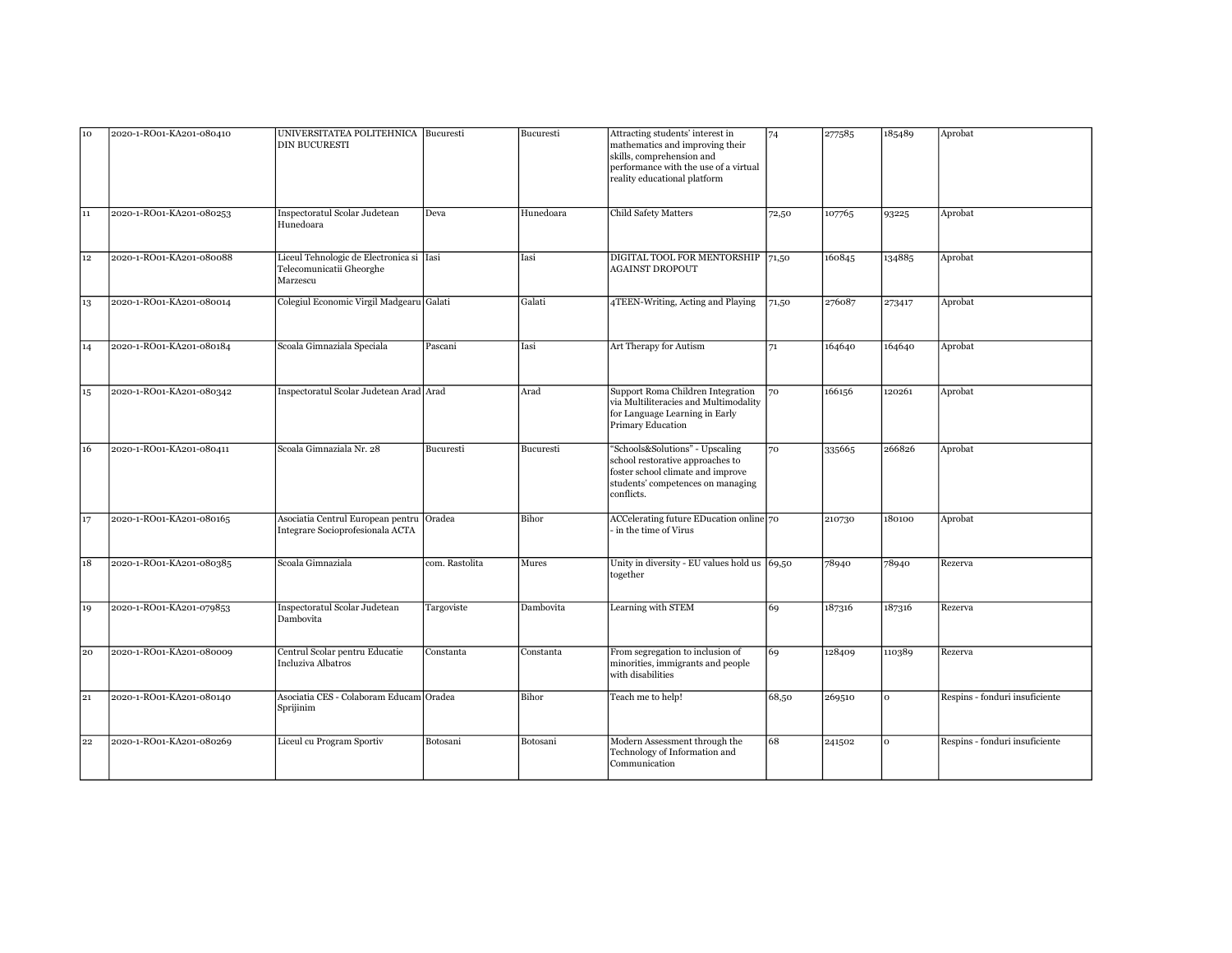| 10 | 2020-1-RO01-KA201-080410 | UNIVERSITATEA POLITEHNICA DIN BUCURESTI | Bucuresti | Bucuresti | Attracting students' interest in mathematics and improving their skills, comprehension and performance with the use of a virtual reality educational platform | 74 | 277585 | 185489 | Aprobat |
|---|---|---|---|---|---|---|---|---|---|
| 11 | 2020-1-RO01-KA201-080253 | Inspectoratul Scolar Judetean Hunedoara | Deva | Hunedoara | Child Safety Matters | 72,50 | 107765 | 93225 | Aprobat |
| 12 | 2020-1-RO01-KA201-080088 | Liceul Tehnologic de Electronica si Telecomunicatii Gheorghe Marzescu | Iasi | Iasi | DIGITAL TOOL FOR MENTORSHIP AGAINST DROPOUT | 71,50 | 160845 | 134885 | Aprobat |
| 13 | 2020-1-RO01-KA201-080014 | Colegiul Economic Virgil Madgearu | Galati | Galati | 4TEEN-Writing, Acting and Playing | 71,50 | 276087 | 273417 | Aprobat |
| 14 | 2020-1-RO01-KA201-080184 | Scoala Gimnaziala Speciala | Pascani | Iasi | Art Therapy for Autism | 71 | 164640 | 164640 | Aprobat |
| 15 | 2020-1-RO01-KA201-080342 | Inspectoratul Scolar Judetean Arad | Arad | Arad | Support Roma Children Integration via Multiliteracies and Multimodality for Language Learning in Early Primary Education | 70 | 166156 | 120261 | Aprobat |
| 16 | 2020-1-RO01-KA201-080411 | Scoala Gimnaziala Nr. 28 | Bucuresti | Bucuresti | "Schools&Solutions" - Upscaling school restorative approaches to foster school climate and improve students' competences on managing conflicts. | 70 | 335665 | 266826 | Aprobat |
| 17 | 2020-1-RO01-KA201-080165 | Asociatia Centrul European pentru Integrare Socioprofesionala ACTA | Oradea | Bihor | ACCelerating future EDucation online - in the time of Virus | 70 | 210730 | 180100 | Aprobat |
| 18 | 2020-1-RO01-KA201-080385 | Scoala Gimnaziala | com. Rastolita | Mures | Unity in diversity - EU values hold us together | 69,50 | 78940 | 78940 | Rezerva |
| 19 | 2020-1-RO01-KA201-079853 | Inspectoratul Scolar Judetean Dambovita | Targoviste | Dambovita | Learning with STEM | 69 | 187316 | 187316 | Rezerva |
| 20 | 2020-1-RO01-KA201-080009 | Centrul Scolar pentru Educatie Incluziva Albatros | Constanta | Constanta | From segregation to inclusion of minorities, immigrants and people with disabilities | 69 | 128409 | 110389 | Rezerva |
| 21 | 2020-1-RO01-KA201-080140 | Asociatia CES - Colaboram Educam Sprijinim | Oradea | Bihor | Teach me to help! | 68,50 | 269510 | 0 | Respins - fonduri insuficiente |
| 22 | 2020-1-RO01-KA201-080269 | Liceul cu Program Sportiv | Botosani | Botosani | Modern Assessment through the Technology of Information and Communication | 68 | 241502 | 0 | Respins - fonduri insuficiente |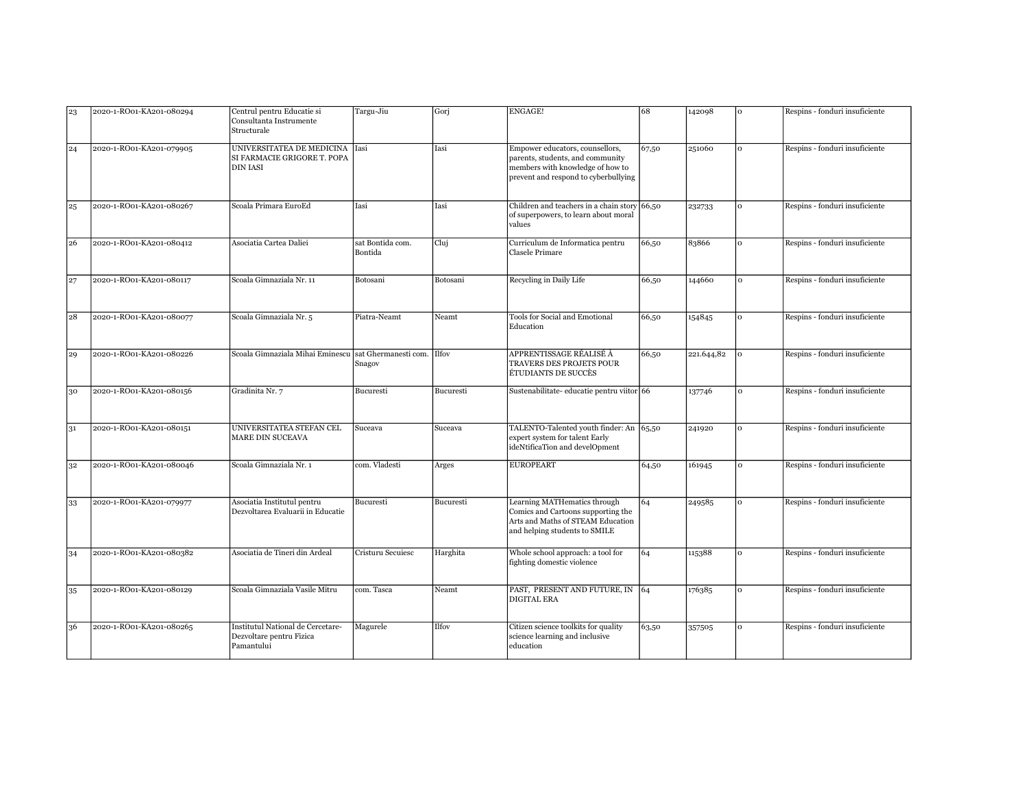| 23 | 2020-1-RO01-KA201-080294 | Centrul pentru Educatie si Consultanta Instrumente Structurale | Targu-Jiu | Gorj | ENGAGE! | 68 | 142098 | 0 | Respins - fonduri insuficiente |
|---|---|---|---|---|---|---|---|---|---|
| 24 | 2020-1-RO01-KA201-079905 | UNIVERSITATEA DE MEDICINA SI FARMACIE GRIGORE T. POPA DIN IASI | Iasi | Iasi | Empower educators, counsellors, parents, students, and community members with knowledge of how to prevent and respond to cyberbullying | 67,50 | 251060 | 0 | Respins - fonduri insuficiente |
| 25 | 2020-1-RO01-KA201-080267 | Scoala Primara EuroEd | Iasi | Iasi | Children and teachers in a chain story of superpowers, to learn about moral values | 66,50 | 232733 | 0 | Respins - fonduri insuficiente |
| 26 | 2020-1-RO01-KA201-080412 | Asociatia Cartea Daliei | sat Bontida com. Bontida | Cluj | Curriculum de Informatica pentru Clasele Primare | 66,50 | 83866 | 0 | Respins - fonduri insuficiente |
| 27 | 2020-1-RO01-KA201-080117 | Scoala Gimnaziala Nr. 11 | Botosani | Botosani | Recycling in Daily Life | 66,50 | 144660 | 0 | Respins - fonduri insuficiente |
| 28 | 2020-1-RO01-KA201-080077 | Scoala Gimnaziala Nr. 5 | Piatra-Neamt | Neamt | Tools for Social and Emotional Education | 66,50 | 154845 | 0 | Respins - fonduri insuficiente |
| 29 | 2020-1-RO01-KA201-080226 | Scoala Gimnaziala Mihai Eminescu | sat Ghermanesti com. Snagov | Ilfov | APPRENTISSAGE RÉALISÉ À TRAVERS DES PROJETS POUR ÉTUDIANTS DE SUCCÈS | 66,50 | 221.644,82 | 0 | Respins - fonduri insuficiente |
| 30 | 2020-1-RO01-KA201-080156 | Gradinita Nr. 7 | Bucuresti | Bucuresti | Sustenabilitate- educatie pentru viitor | 66 | 137746 | 0 | Respins - fonduri insuficiente |
| 31 | 2020-1-RO01-KA201-080151 | UNIVERSITATEA STEFAN CEL MARE DIN SUCEAVA | Suceava | Suceava | TALENTO-Talented youth finder: An expert system for talent Early ideNtificaTion and develOpment | 65,50 | 241920 | 0 | Respins - fonduri insuficiente |
| 32 | 2020-1-RO01-KA201-080046 | Scoala Gimnaziala Nr. 1 | com. Vladesti | Arges | EUROPEART | 64,50 | 161945 | 0 | Respins - fonduri insuficiente |
| 33 | 2020-1-RO01-KA201-079977 | Asociatia Institutul pentru Dezvoltarea Evaluarii in Educatie | Bucuresti | Bucuresti | Learning MATHematics through Comics and Cartoons supporting the Arts and Maths of STEAM Education and helping students to SMILE | 64 | 249585 | 0 | Respins - fonduri insuficiente |
| 34 | 2020-1-RO01-KA201-080382 | Asociatia de Tineri din Ardeal | Cristuru Secuiesc | Harghita | Whole school approach: a tool for fighting domestic violence | 64 | 115388 | 0 | Respins - fonduri insuficiente |
| 35 | 2020-1-RO01-KA201-080129 | Scoala Gimnaziala Vasile Mitru | com. Tasca | Neamt | PAST, PRESENT AND FUTURE, IN DIGITAL ERA | 64 | 176385 | 0 | Respins - fonduri insuficiente |
| 36 | 2020-1-RO01-KA201-080265 | Institutul National de Cercetare-Dezvoltare pentru Fizica Pamantului | Magurele | Ilfov | Citizen science toolkits for quality science learning and inclusive education | 63,50 | 357505 | 0 | Respins - fonduri insuficiente |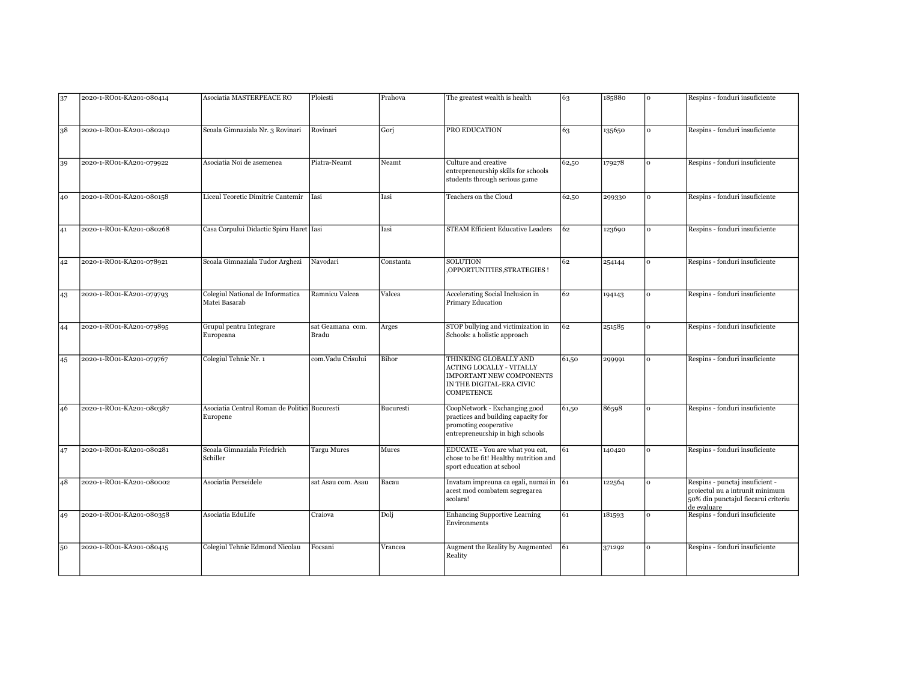| 37 | 2020-1-RO01-KA201-080414 | Asociatia MASTERPEACE RO | Ploiesti | Prahova | The greatest wealth is health | 63 | 185880 | 0 | Respins - fonduri insuficiente |
|---|---|---|---|---|---|---|---|---|---|
| 38 | 2020-1-RO01-KA201-080240 | Scoala Gimnaziala Nr. 3 Rovinari | Rovinari | Gorj | PRO EDUCATION | 63 | 135650 | 0 | Respins - fonduri insuficiente |
| 39 | 2020-1-RO01-KA201-079922 | Asociatia Noi de asemenea | Piatra-Neamt | Neamt | Culture and creative entrepreneurship skills for schools students through serious game | 62,50 | 179278 | 0 | Respins - fonduri insuficiente |
| 40 | 2020-1-RO01-KA201-080158 | Liceul Teoretic Dimitrie Cantemir | Iasi | Iasi | Teachers on the Cloud | 62,50 | 299330 | 0 | Respins - fonduri insuficiente |
| 41 | 2020-1-RO01-KA201-080268 | Casa Corpului Didactic Spiru Haret | Iasi | Iasi | STEAM Efficient Educative Leaders | 62 | 123690 | 0 | Respins - fonduri insuficiente |
| 42 | 2020-1-RO01-KA201-078921 | Scoala Gimnaziala Tudor Arghezi | Navodari | Constanta | SOLUTION ,OPPORTUNITIES,STRATEGIES ! | 62 | 254144 | 0 | Respins - fonduri insuficiente |
| 43 | 2020-1-RO01-KA201-079793 | Colegiul National de Informatica Matei Basarab | Ramnicu Valcea | Valcea | Accelerating Social Inclusion in Primary Education | 62 | 194143 | 0 | Respins - fonduri insuficiente |
| 44 | 2020-1-RO01-KA201-079895 | Grupul pentru Integrare Europeana | sat Geamana com. Bradu | Arges | STOP bullying and victimization in Schools: a holistic approach | 62 | 251585 | 0 | Respins - fonduri insuficiente |
| 45 | 2020-1-RO01-KA201-079767 | Colegiul Tehnic Nr. 1 | com.Vadu Crisului | Bihor | THINKING GLOBALLY AND ACTING LOCALLY - VITALLY IMPORTANT NEW COMPONENTS IN THE DIGITAL-ERA CIVIC COMPETENCE | 61,50 | 299991 | 0 | Respins - fonduri insuficiente |
| 46 | 2020-1-RO01-KA201-080387 | Asociatia Centrul Roman de Politici Europene | Bucuresti | Bucuresti | CoopNetwork - Exchanging good practices and building capacity for promoting cooperative entrepreneurship in high schools | 61,50 | 86598 | 0 | Respins - fonduri insuficiente |
| 47 | 2020-1-RO01-KA201-080281 | Scoala Gimnaziala Friedrich Schiller | Targu Mures | Mures | EDUCATE - You are what you eat, chose to be fit! Healthy nutrition and sport education at school | 61 | 140420 | 0 | Respins - fonduri insuficiente |
| 48 | 2020-1-RO01-KA201-080002 | Asociatia Perseidele | sat Asau com. Asau | Bacau | Invatam impreuna ca egali, numai in acest mod combatem segregarea scolara! | 61 | 122564 | 0 | Respins - punctaj insuficient - proiectul nu a intrunit minimum 50% din punctajul fiecarui criteriu de evaluare |
| 49 | 2020-1-RO01-KA201-080358 | Asociatia EduLife | Craiova | Dolj | Enhancing Supportive Learning Environments | 61 | 181593 | 0 | Respins - fonduri insuficiente |
| 50 | 2020-1-RO01-KA201-080415 | Colegiul Tehnic Edmond Nicolau | Focsani | Vrancea | Augment the Reality by Augmented Reality | 61 | 371292 | 0 | Respins - fonduri insuficiente |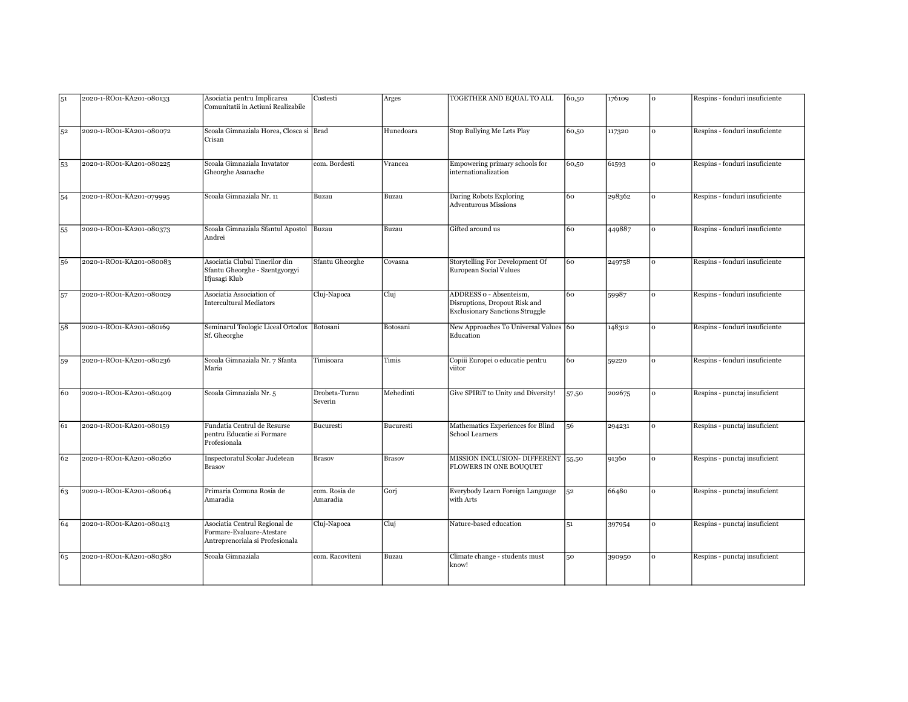| | | | | | | | | | |
|---|---|---|---|---|---|---|---|---|---|
| 51 | 2020-1-RO01-KA201-080133 | Asociatia pentru Implicarea Comunitatii in Actiuni Realizabile | Costesti | Arges | TOGETHER AND EQUAL TO ALL | 60,50 | 176109 | 0 | Respins - fonduri insuficiente |
| 52 | 2020-1-RO01-KA201-080072 | Scoala Gimnaziala Horea, Closca si Crisan | Brad | Hunedoara | Stop Bullying Me Lets Play | 60,50 | 117320 | 0 | Respins - fonduri insuficiente |
| 53 | 2020-1-RO01-KA201-080225 | Scoala Gimnaziala Invatator Gheorghe Asanache | com. Bordesti | Vrancea | Empowering primary schools for internationalization | 60,50 | 61593 | 0 | Respins - fonduri insuficiente |
| 54 | 2020-1-RO01-KA201-079995 | Scoala Gimnaziala Nr. 11 | Buzau | Buzau | Daring Robots Exploring Adventurous Missions | 60 | 298362 | 0 | Respins - fonduri insuficiente |
| 55 | 2020-1-RO01-KA201-080373 | Scoala Gimnaziala Sfantul Apostol Andrei | Buzau | Buzau | Gifted around us | 60 | 449887 | 0 | Respins - fonduri insuficiente |
| 56 | 2020-1-RO01-KA201-080083 | Asociatia Clubul Tinerilor din Sfantu Gheorghe - Szentgyorgyi Ifjusagi Klub | Sfantu Gheorghe | Covasna | Storytelling For Development Of European Social Values | 60 | 249758 | 0 | Respins - fonduri insuficiente |
| 57 | 2020-1-RO01-KA201-080029 | Asociatia Association of Intercultural Mediators | Cluj-Napoca | Cluj | ADDRESS 0 - Absenteism, Disruptions, Dropout Risk and Exclusionary Sanctions Struggle | 60 | 59987 | 0 | Respins - fonduri insuficiente |
| 58 | 2020-1-RO01-KA201-080169 | Seminarul Teologic Liceal Ortodox Sf. Gheorghe | Botosani | Botosani | New Approaches To Universal Values Education | 60 | 148312 | 0 | Respins - fonduri insuficiente |
| 59 | 2020-1-RO01-KA201-080236 | Scoala Gimnaziala Nr. 7 Sfanta Maria | Timisoara | Timis | Copiii Europei o educatie pentru viitor | 60 | 59220 | 0 | Respins - fonduri insuficiente |
| 60 | 2020-1-RO01-KA201-080409 | Scoala Gimnaziala Nr. 5 | Drobeta-Turnu Severin | Mehedinti | Give SPIRiT to Unity and Diversity! | 57,50 | 202675 | 0 | Respins - punctaj insuficient |
| 61 | 2020-1-RO01-KA201-080159 | Fundatia Centrul de Resurse pentru Educatie si Formare Profesionala | Bucuresti | Bucuresti | Mathematics Experiences for Blind School Learners | 56 | 294231 | 0 | Respins - punctaj insuficient |
| 62 | 2020-1-RO01-KA201-080260 | Inspectoratul Scolar Judetean Brasov | Brasov | Brasov | MISSION INCLUSION- DIFFERENT FLOWERS IN ONE BOUQUET | 55,50 | 91360 | 0 | Respins - punctaj insuficient |
| 63 | 2020-1-RO01-KA201-080064 | Primaria Comuna Rosia de Amaradia | com. Rosia de Amaradia | Gorj | Everybody Learn Foreign Language with Arts | 52 | 66480 | 0 | Respins - punctaj insuficient |
| 64 | 2020-1-RO01-KA201-080413 | Asociatia Centrul Regional de Formare-Evaluare-Atestare Antreprenoriala si Profesionala | Cluj-Napoca | Cluj | Nature-based education | 51 | 397954 | 0 | Respins - punctaj insuficient |
| 65 | 2020-1-RO01-KA201-080380 | Scoala Gimnaziala | com. Racoviteni | Buzau | Climate change - students must know! | 50 | 390950 | 0 | Respins - punctaj insuficient |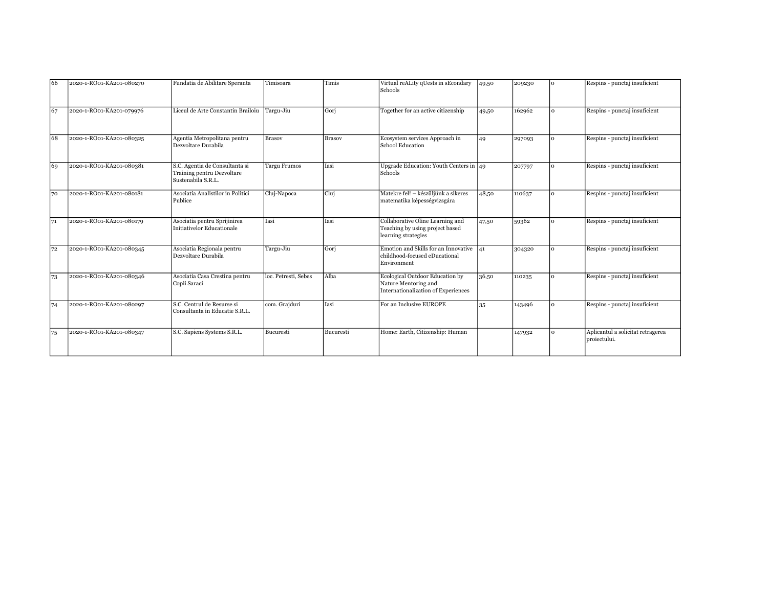| | | | | | | | | | |
|---|---|---|---|---|---|---|---|---|---|
| 66 | 2020-1-RO01-KA201-080270 | Fundatia de Abilitare Speranta | Timisoara | Timis | Virtual reALity qUests in sEcondary Schools | 49,50 | 209230 | 0 | Respins - punctaj insuficient |
| 67 | 2020-1-RO01-KA201-079976 | Liceul de Arte Constantin Brailoiu | Targu-Jiu | Gorj | Together for an active citizenship | 49,50 | 162962 | 0 | Respins - punctaj insuficient |
| 68 | 2020-1-RO01-KA201-080325 | Agentia Metropolitana pentru Dezvoltare Durabila | Brasov | Brasov | Ecosystem services Approach in School Education | 49 | 297093 | 0 | Respins - punctaj insuficient |
| 69 | 2020-1-RO01-KA201-080381 | S.C. Agentia de Consultanta si Training pentru Dezvoltare Sustenabila S.R.L. | Targu Frumos | Iasi | Upgrade Education: Youth Centers in Schools | 49 | 207797 | 0 | Respins - punctaj insuficient |
| 70 | 2020-1-RO01-KA201-080181 | Asociatia Analistilor in Politici Publice | Cluj-Napoca | Cluj | Matekre fel! – készüljünk a sikeres matematika képességvizsgára | 48,50 | 110637 | 0 | Respins - punctaj insuficient |
| 71 | 2020-1-RO01-KA201-080179 | Asociatia pentru Sprijinirea Initiativelor Educationale | Iasi | Iasi | Collaborative Oline Learning and Teaching by using project based learning strategies | 47,50 | 59362 | 0 | Respins - punctaj insuficient |
| 72 | 2020-1-RO01-KA201-080345 | Asociatia Regionala pentru Dezvoltare Durabila | Targu-Jiu | Gorj | Emotion and Skills for an Innovative childhood-focused eDucational Environment | 41 | 304320 | 0 | Respins - punctaj insuficient |
| 73 | 2020-1-RO01-KA201-080346 | Asociatia Casa Crestina pentru Copii Saraci | loc. Petresti, Sebes | Alba | Ecological Outdoor Education by Nature Mentoring and Internationalization of Experiences | 36,50 | 110235 | 0 | Respins - punctaj insuficient |
| 74 | 2020-1-RO01-KA201-080297 | S.C. Centrul de Resurse si Consultanta in Educatie S.R.L. | com. Grajduri | Iasi | For an Inclusive EUROPE | 35 | 143496 | 0 | Respins - punctaj insuficient |
| 75 | 2020-1-RO01-KA201-080347 | S.C. Sapiens Systems S.R.L. | Bucuresti | Bucuresti | Home: Earth, Citizenship: Human | | 147932 | 0 | Aplicantul a solicitat retragerea proiectului. |